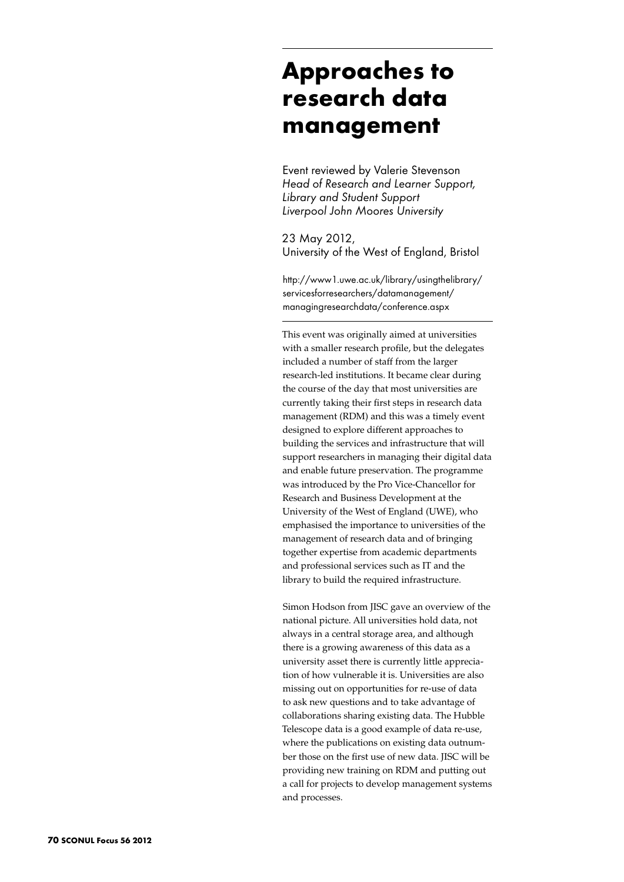# Approaches to research data management

Event reviewed by Valerie Stevenson
*Head of Research and Learner Support, Library and Student Support*
*Liverpool John Moores University*

23 May 2012,
University of the West of England, Bristol

http://www1.uwe.ac.uk/library/usingthelibrary/servicesforresearchers/datamanagement/managingresearchdata/conference.aspx

This event was originally aimed at universities with a smaller research profile, but the delegates included a number of staff from the larger research-led institutions. It became clear during the course of the day that most universities are currently taking their first steps in research data management (RDM) and this was a timely event designed to explore different approaches to building the services and infrastructure that will support researchers in managing their digital data and enable future preservation. The programme was introduced by the Pro Vice-Chancellor for Research and Business Development at the University of the West of England (UWE), who emphasised the importance to universities of the management of research data and of bringing together expertise from academic departments and professional services such as IT and the library to build the required infrastructure.

Simon Hodson from JISC gave an overview of the national picture. All universities hold data, not always in a central storage area, and although there is a growing awareness of this data as a university asset there is currently little appreciation of how vulnerable it is. Universities are also missing out on opportunities for re-use of data to ask new questions and to take advantage of collaborations sharing existing data. The Hubble Telescope data is a good example of data re-use, where the publications on existing data outnumber those on the first use of new data. JISC will be providing new training on RDM and putting out a call for projects to develop management systems and processes.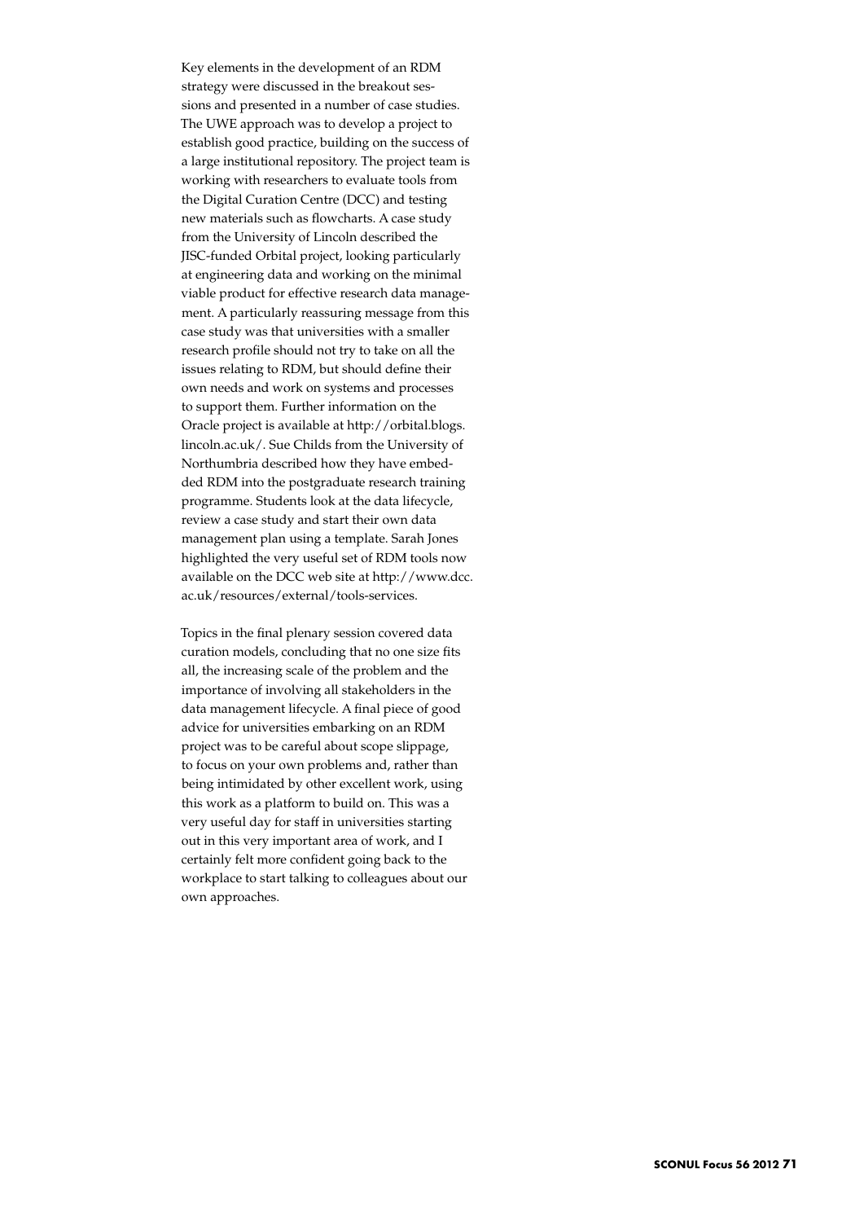Key elements in the development of an RDM strategy were discussed in the breakout sessions and presented in a number of case studies. The UWE approach was to develop a project to establish good practice, building on the success of a large institutional repository. The project team is working with researchers to evaluate tools from the Digital Curation Centre (DCC) and testing new materials such as flowcharts. A case study from the University of Lincoln described the JISC-funded Orbital project, looking particularly at engineering data and working on the minimal viable product for effective research data management. A particularly reassuring message from this case study was that universities with a smaller research profile should not try to take on all the issues relating to RDM, but should define their own needs and work on systems and processes to support them. Further information on the Oracle project is available at http://orbital.blogs.lincoln.ac.uk/. Sue Childs from the University of Northumbria described how they have embedded RDM into the postgraduate research training programme. Students look at the data lifecycle, review a case study and start their own data management plan using a template. Sarah Jones highlighted the very useful set of RDM tools now available on the DCC web site at http://www.dcc.ac.uk/resources/external/tools-services.

Topics in the final plenary session covered data curation models, concluding that no one size fits all, the increasing scale of the problem and the importance of involving all stakeholders in the data management lifecycle. A final piece of good advice for universities embarking on an RDM project was to be careful about scope slippage, to focus on your own problems and, rather than being intimidated by other excellent work, using this work as a platform to build on. This was a very useful day for staff in universities starting out in this very important area of work, and I certainly felt more confident going back to the workplace to start talking to colleagues about our own approaches.